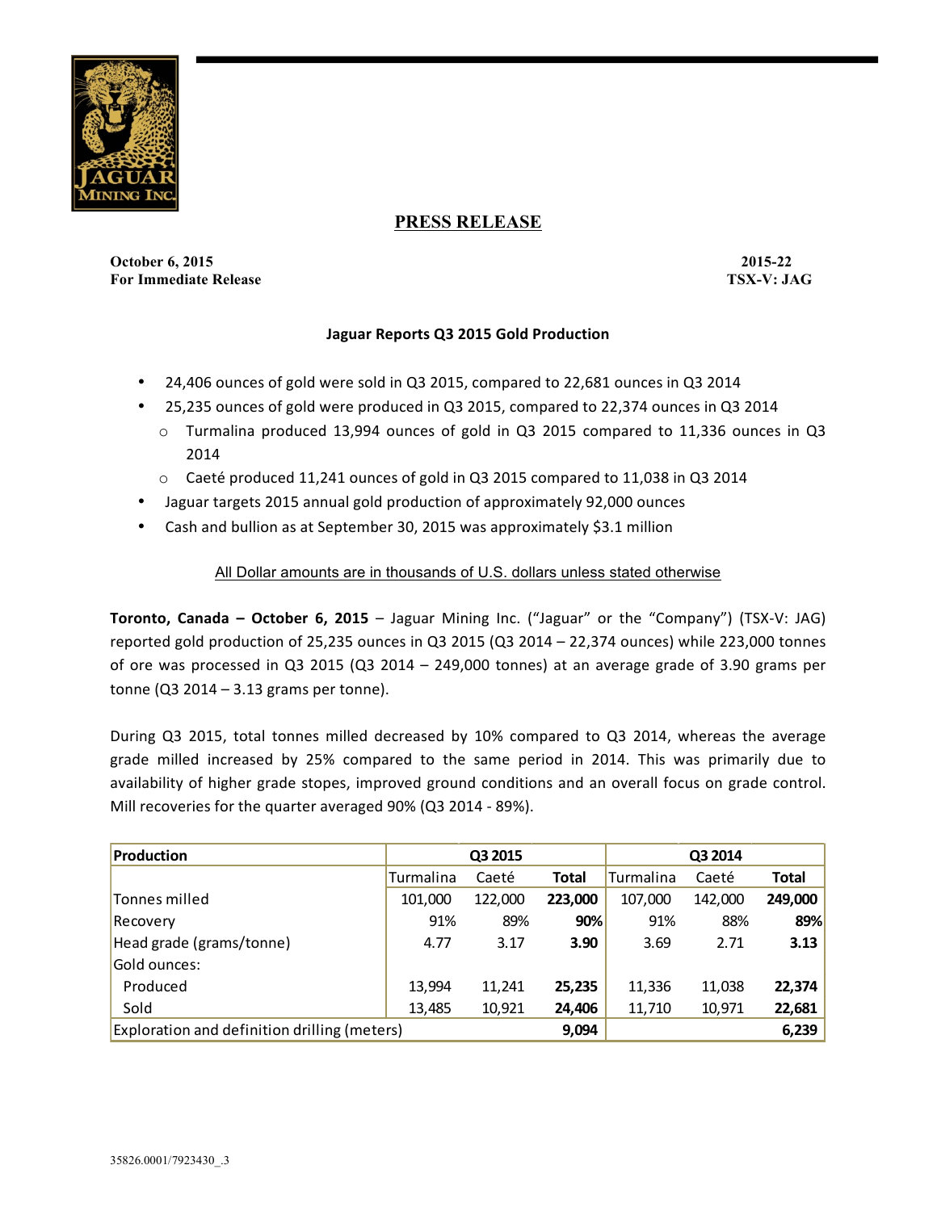# PRESS RELEASE

**October 6, 2015**
**For Immediate Release**

**2015-22**
**TSX-V: JAG**

## Jaguar Reports Q3 2015 Gold Production

- 24,406 ounces of gold were sold in Q3 2015, compared to 22,681 ounces in Q3 2014
- 25,235 ounces of gold were produced in Q3 2015, compared to 22,374 ounces in Q3 2014
  - Turmalina produced 13,994 ounces of gold in Q3 2015 compared to 11,336 ounces in Q3 2014
  - Caeté produced 11,241 ounces of gold in Q3 2015 compared to 11,038 in Q3 2014
- Jaguar targets 2015 annual gold production of approximately 92,000 ounces
- Cash and bullion as at September 30, 2015 was approximately $3.1 million

All Dollar amounts are in thousands of U.S. dollars unless stated otherwise

**Toronto, Canada – October 6, 2015** – Jaguar Mining Inc. ("Jaguar" or the "Company") (TSX-V: JAG) reported gold production of 25,235 ounces in Q3 2015 (Q3 2014 – 22,374 ounces) while 223,000 tonnes of ore was processed in Q3 2015 (Q3 2014 – 249,000 tonnes) at an average grade of 3.90 grams per tonne (Q3 2014 – 3.13 grams per tonne).

During Q3 2015, total tonnes milled decreased by 10% compared to Q3 2014, whereas the average grade milled increased by 25% compared to the same period in 2014. This was primarily due to availability of higher grade stopes, improved ground conditions and an overall focus on grade control. Mill recoveries for the quarter averaged 90% (Q3 2014 - 89%).

| Production | Q3 2015 | | | Q3 2014 | | |
|---|---|---|---|---|---|---|
| | Turmalina | Caeté | **Total** | Turmalina | Caeté | **Total** |
| Tonnes milled | 101,000 | 122,000 | **223,000** | 107,000 | 142,000 | **249,000** |
| Recovery | 91% | 89% | **90%** | 91% | 88% | **89%** |
| Head grade (grams/tonne) | 4.77 | 3.17 | **3.90** | 3.69 | 2.71 | **3.13** |
| Gold ounces: | | | | | | |
| Produced | 13,994 | 11,241 | **25,235** | 11,336 | 11,038 | **22,374** |
| Sold | 13,485 | 10,921 | **24,406** | 11,710 | 10,971 | **22,681** |
| Exploration and definition drilling (meters) | | | **9,094** | | | **6,239** |

35826.0001/7923430_.3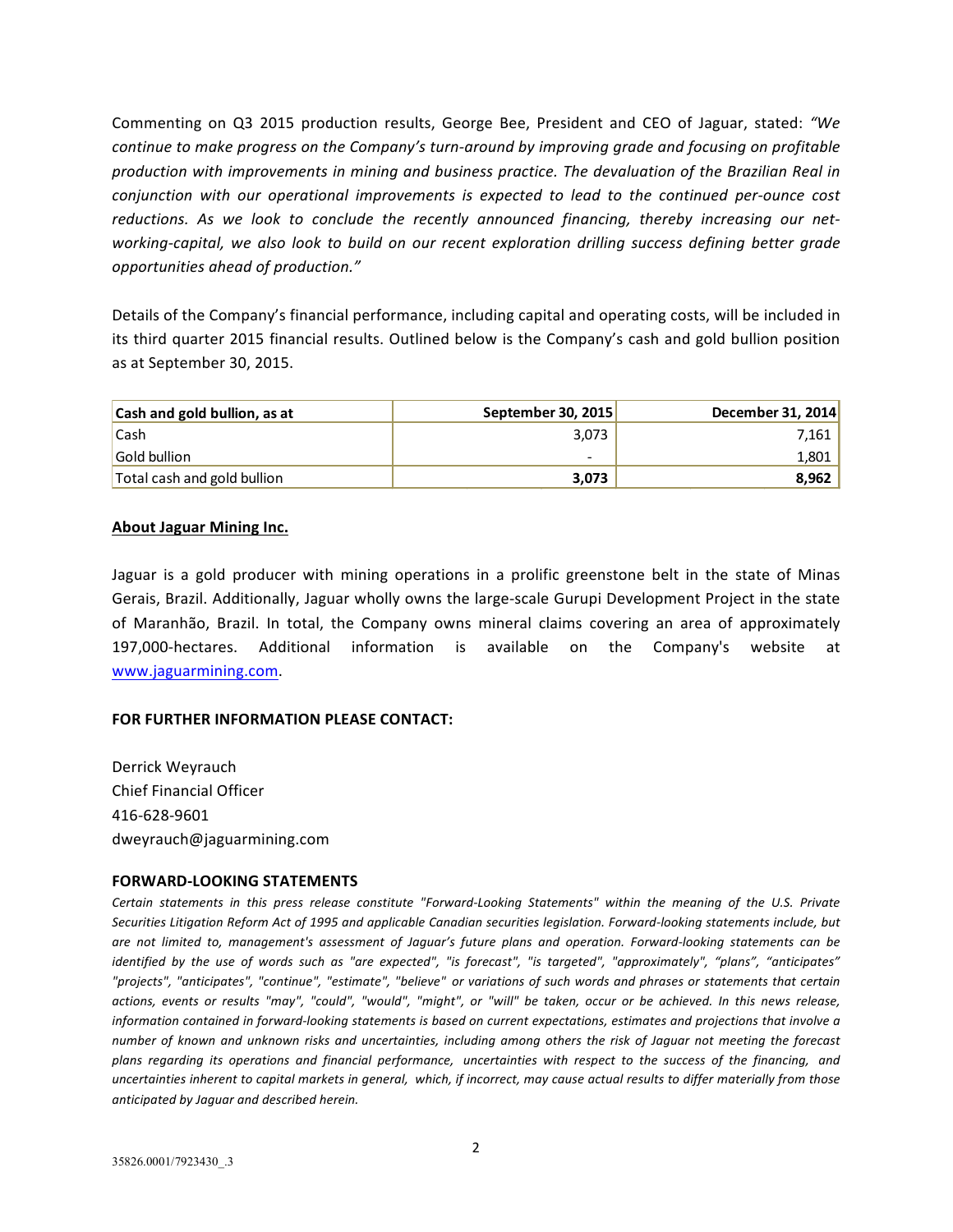Commenting on Q3 2015 production results, George Bee, President and CEO of Jaguar, stated: *"We continue to make progress on the Company's turn-around by improving grade and focusing on profitable production with improvements in mining and business practice. The devaluation of the Brazilian Real in conjunction with our operational improvements is expected to lead to the continued per-ounce cost reductions. As we look to conclude the recently announced financing, thereby increasing our net-working-capital, we also look to build on our recent exploration drilling success defining better grade opportunities ahead of production."*

Details of the Company's financial performance, including capital and operating costs, will be included in its third quarter 2015 financial results. Outlined below is the Company's cash and gold bullion position as at September 30, 2015.

| **Cash and gold bullion, as at** | **September 30, 2015** | **December 31, 2014** |
|---|---:|---:|
| Cash | 3,073 | 7,161 |
| Gold bullion | - | 1,801 |
| Total cash and gold bullion | **3,073** | **8,962** |

**About Jaguar Mining Inc.**

Jaguar is a gold producer with mining operations in a prolific greenstone belt in the state of Minas Gerais, Brazil. Additionally, Jaguar wholly owns the large-scale Gurupi Development Project in the state of Maranhão, Brazil. In total, the Company owns mineral claims covering an area of approximately 197,000-hectares. Additional information is available on the Company's website at www.jaguarmining.com.

**FOR FURTHER INFORMATION PLEASE CONTACT:**

Derrick Weyrauch
Chief Financial Officer
416-628-9601
dweyrauch@jaguarmining.com

**FORWARD-LOOKING STATEMENTS**

*Certain statements in this press release constitute "Forward-Looking Statements" within the meaning of the U.S. Private Securities Litigation Reform Act of 1995 and applicable Canadian securities legislation. Forward-looking statements include, but are not limited to, management's assessment of Jaguar's future plans and operation. Forward-looking statements can be identified by the use of words such as "are expected", "is forecast", "is targeted", "approximately", "plans", "anticipates" "projects", "anticipates", "continue", "estimate", "believe" or variations of such words and phrases or statements that certain actions, events or results "may", "could", "would", "might", or "will" be taken, occur or be achieved. In this news release, information contained in forward-looking statements is based on current expectations, estimates and projections that involve a number of known and unknown risks and uncertainties, including among others the risk of Jaguar not meeting the forecast plans regarding its operations and financial performance, uncertainties with respect to the success of the financing, and uncertainties inherent to capital markets in general, which, if incorrect, may cause actual results to differ materially from those anticipated by Jaguar and described herein.*

35826.0001/7923430_.3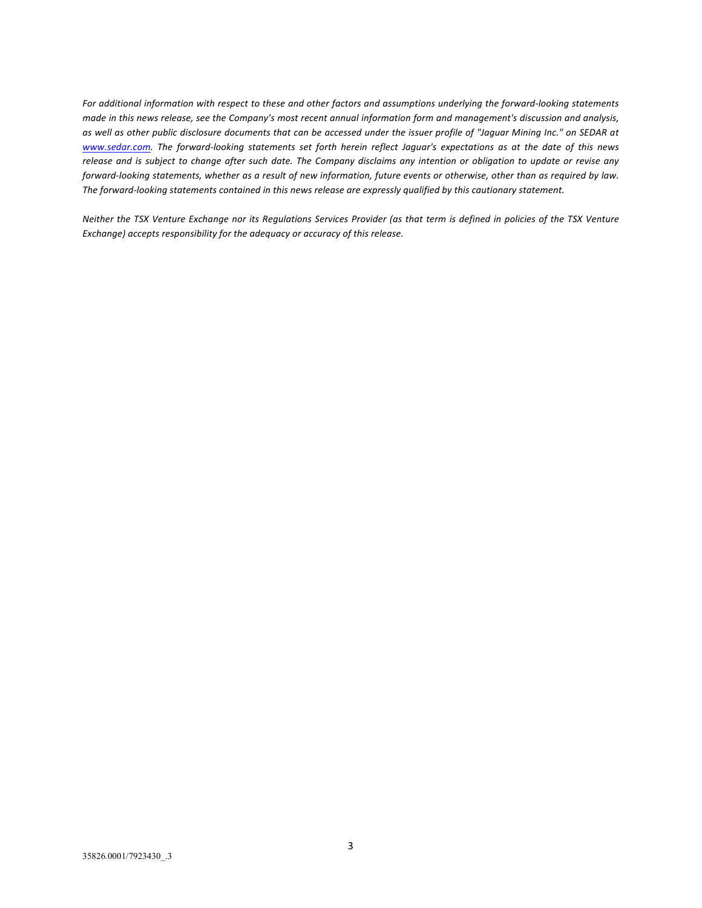*For additional information with respect to these and other factors and assumptions underlying the forward-looking statements made in this news release, see the Company's most recent annual information form and management's discussion and analysis, as well as other public disclosure documents that can be accessed under the issuer profile of "Jaguar Mining Inc." on SEDAR at [www.sedar.com](http://www.sedar.com). The forward-looking statements set forth herein reflect Jaguar's expectations as at the date of this news release and is subject to change after such date. The Company disclaims any intention or obligation to update or revise any forward-looking statements, whether as a result of new information, future events or otherwise, other than as required by law. The forward-looking statements contained in this news release are expressly qualified by this cautionary statement.*

*Neither the TSX Venture Exchange nor its Regulations Services Provider (as that term is defined in policies of the TSX Venture Exchange) accepts responsibility for the adequacy or accuracy of this release.*

35826.0001/7923430_.3